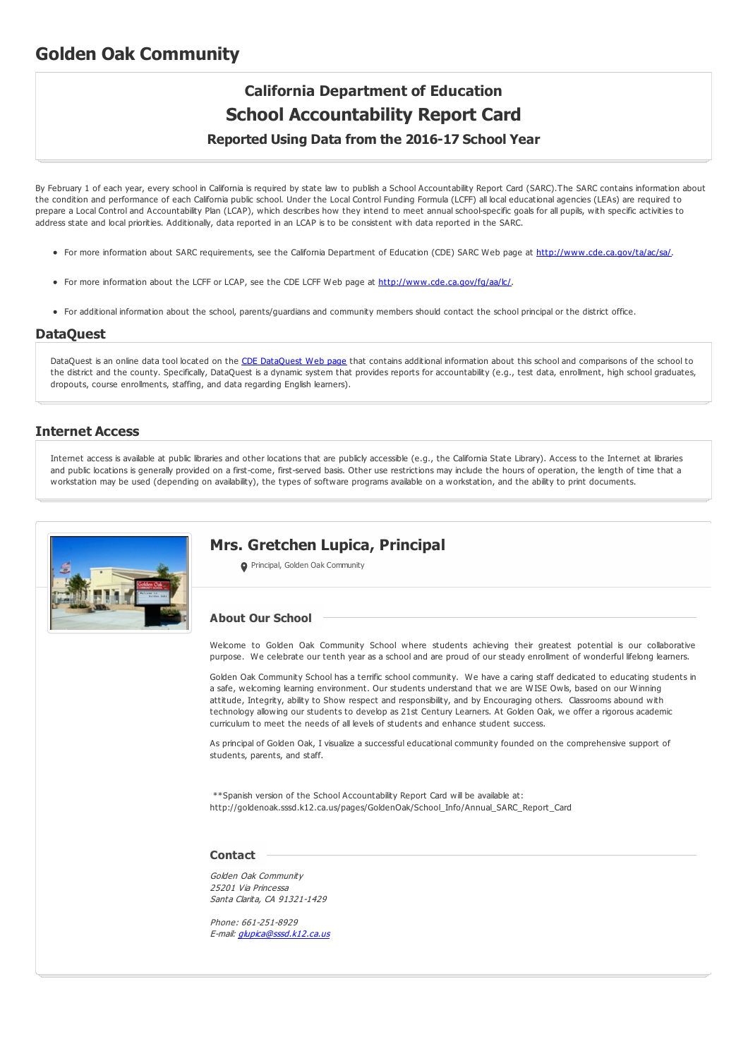# Golden Oak Community

## California Department of Education
## School Accountability Report Card
### Reported Using Data from the 2016-17 School Year

By February 1 of each year, every school in California is required by state law to publish a School Accountability Report Card (SARC).The SARC contains information about the condition and performance of each California public school. Under the Local Control Funding Formula (LCFF) all local educational agencies (LEAs) are required to prepare a Local Control and Accountability Plan (LCAP), which describes how they intend to meet annual school-specific goals for all pupils, with specific activities to address state and local priorities. Additionally, data reported in an LCAP is to be consistent with data reported in the SARC.

- For more information about SARC requirements, see the California Department of Education (CDE) SARC Web page at http://www.cde.ca.gov/ta/ac/sa/.
- For more information about the LCFF or LCAP, see the CDE LCFF Web page at http://www.cde.ca.gov/fg/aa/lc/.
- For additional information about the school, parents/guardians and community members should contact the school principal or the district office.

## DataQuest

DataQuest is an online data tool located on the CDE DataQuest Web page that contains additional information about this school and comparisons of the school to the district and the county. Specifically, DataQuest is a dynamic system that provides reports for accountability (e.g., test data, enrollment, high school graduates, dropouts, course enrollments, staffing, and data regarding English learners).

## Internet Access

Internet access is available at public libraries and other locations that are publicly accessible (e.g., the California State Library). Access to the Internet at libraries and public locations is generally provided on a first-come, first-served basis. Other use restrictions may include the hours of operation, the length of time that a workstation may be used (depending on availability), the types of software programs available on a workstation, and the ability to print documents.

## Mrs. Gretchen Lupica, Principal

Principal, Golden Oak Community

### About Our School

Welcome to Golden Oak Community School where students achieving their greatest potential is our collaborative purpose. We celebrate our tenth year as a school and are proud of our steady enrollment of wonderful lifelong learners.

Golden Oak Community School has a terrific school community. We have a caring staff dedicated to educating students in a safe, welcoming learning environment. Our students understand that we are WISE Owls, based on our Winning attitude, Integrity, ability to Show respect and responsibility, and by Encouraging others. Classrooms abound with technology allowing our students to develop as 21st Century Learners. At Golden Oak, we offer a rigorous academic curriculum to meet the needs of all levels of students and enhance student success.

As principal of Golden Oak, I visualize a successful educational community founded on the comprehensive support of students, parents, and staff.

**Spanish version of the School Accountability Report Card will be available at: http://goldenoak.sssd.k12.ca.us/pages/GoldenOak/School_Info/Annual_SARC_Report_Card

### Contact

*Golden Oak Community*
*25201 Via Princessa*
*Santa Clarita, CA 91321-1429*

*Phone: 661-251-8929*
*E-mail: glupica@sssd.k12.ca.us*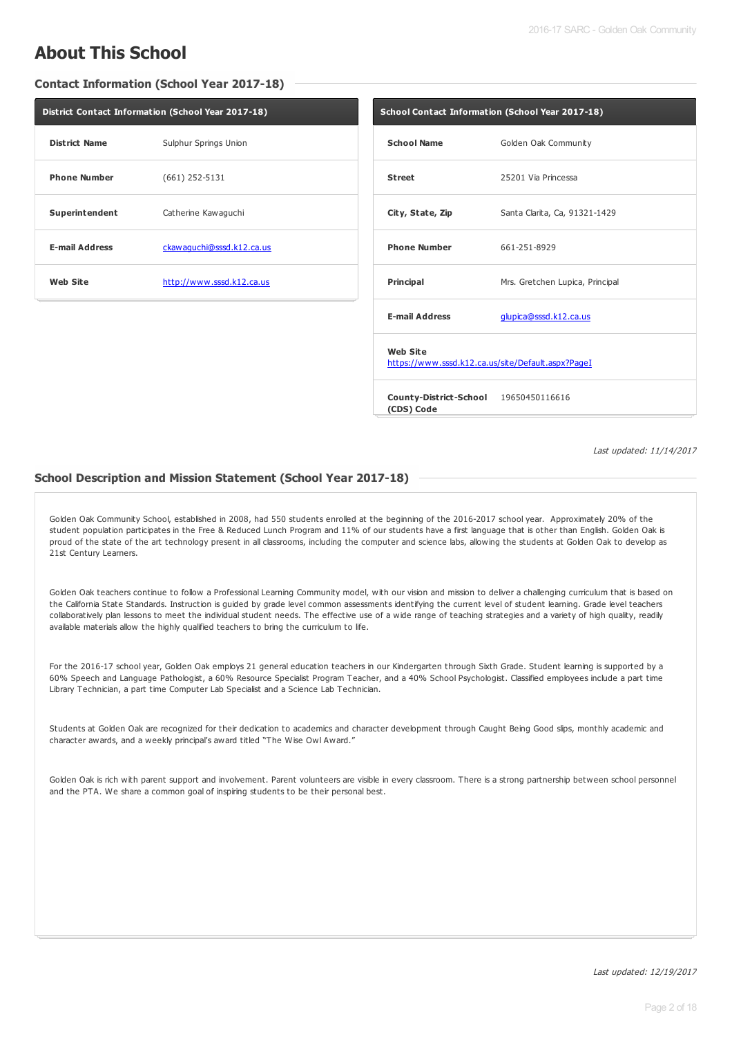# About This School

## Contact Information (School Year 2017-18)

| District Contact Information (School Year 2017-18) | |
|---|---|
| **District Name** | Sulphur Springs Union |
| **Phone Number** | (661) 252-5131 |
| **Superintendent** | Catherine Kawaguchi |
| **E-mail Address** | ckawaguchi@sssd.k12.ca.us |
| **Web Site** | http://www.sssd.k12.ca.us |

| School Contact Information (School Year 2017-18) | |
|---|---|
| **School Name** | Golden Oak Community |
| **Street** | 25201 Via Princessa |
| **City, State, Zip** | Santa Clarita, Ca, 91321-1429 |
| **Phone Number** | 661-251-8929 |
| **Principal** | Mrs. Gretchen Lupica, Principal |
| **E-mail Address** | glupica@sssd.k12.ca.us |
| **Web Site** | https://www.sssd.k12.ca.us/site/Default.aspx?PageI |
| **County-District-School (CDS) Code** | 19650450116616 |

*Last updated: 11/14/2017*

## School Description and Mission Statement (School Year 2017-18)

Golden Oak Community School, established in 2008, had 550 students enrolled at the beginning of the 2016-2017 school year. Approximately 20% of the student population participates in the Free & Reduced Lunch Program and 11% of our students have a first language that is other than English. Golden Oak is proud of the state of the art technology present in all classrooms, including the computer and science labs, allowing the students at Golden Oak to develop as 21st Century Learners.

Golden Oak teachers continue to follow a Professional Learning Community model, with our vision and mission to deliver a challenging curriculum that is based on the California State Standards. Instruction is guided by grade level common assessments identifying the current level of student learning. Grade level teachers collaboratively plan lessons to meet the individual student needs. The effective use of a wide range of teaching strategies and a variety of high quality, readily available materials allow the highly qualified teachers to bring the curriculum to life.

For the 2016-17 school year, Golden Oak employs 21 general education teachers in our Kindergarten through Sixth Grade. Student learning is supported by a 60% Speech and Language Pathologist, a 60% Resource Specialist Program Teacher, and a 40% School Psychologist. Classified employees include a part time Library Technician, a part time Computer Lab Specialist and a Science Lab Technician.

Students at Golden Oak are recognized for their dedication to academics and character development through Caught Being Good slips, monthly academic and character awards, and a weekly principal's award titled "The Wise Owl Award."

Golden Oak is rich with parent support and involvement. Parent volunteers are visible in every classroom. There is a strong partnership between school personnel and the PTA. We share a common goal of inspiring students to be their personal best.

*Last updated: 12/19/2017*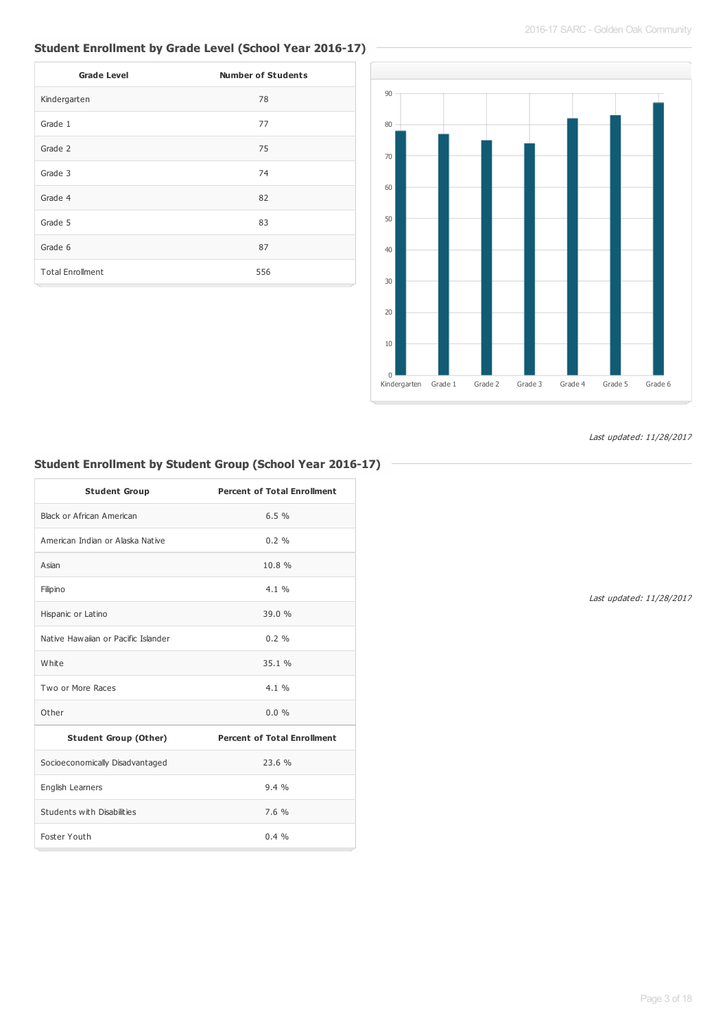## Student Enrollment by Grade Level (School Year 2016-17)

| Grade Level | Number of Students |
|---|---|
| Kindergarten | 78 |
| Grade 1 | 77 |
| Grade 2 | 75 |
| Grade 3 | 74 |
| Grade 4 | 82 |
| Grade 5 | 83 |
| Grade 6 | 87 |
| Total Enrollment | 556 |

*Last updated: 11/28/2017*

## Student Enrollment by Student Group (School Year 2016-17)

| Student Group | Percent of Total Enrollment |
|---|---|
| Black or African American | 6.5 % |
| American Indian or Alaska Native | 0.2 % |
| Asian | 10.8 % |
| Filipino | 4.1 % |
| Hispanic or Latino | 39.0 % |
| Native Hawaiian or Pacific Islander | 0.2 % |
| White | 35.1 % |
| Two or More Races | 4.1 % |
| Other | 0.0 % |
| **Student Group (Other)** | **Percent of Total Enrollment** |
| Socioeconomically Disadvantaged | 23.6 % |
| English Learners | 9.4 % |
| Students with Disabilities | 7.6 % |
| Foster Youth | 0.4 % |

*Last updated: 11/28/2017*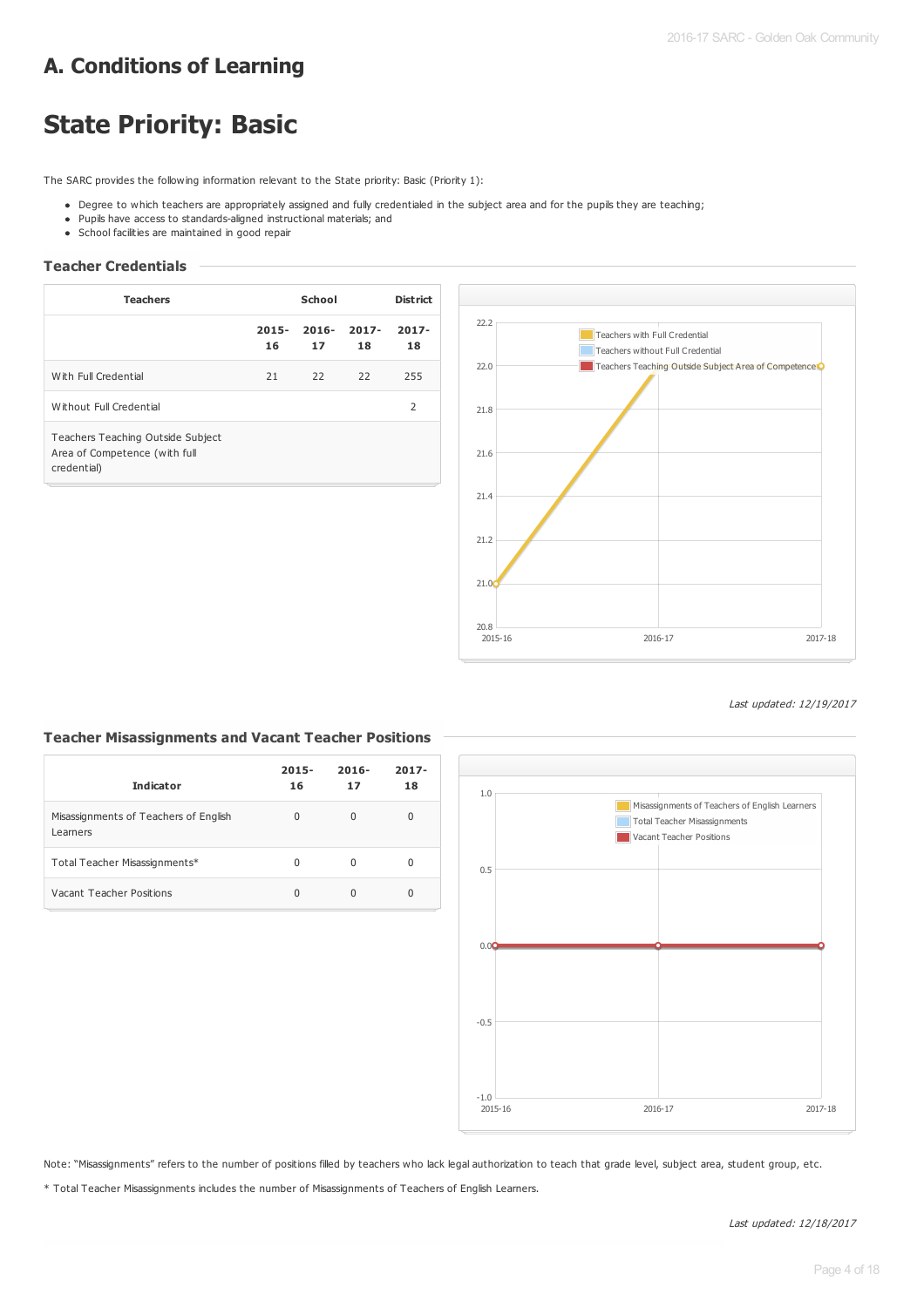# A. Conditions of Learning

# State Priority: Basic

The SARC provides the following information relevant to the State priority: Basic (Priority 1):

- Degree to which teachers are appropriately assigned and fully credentialed in the subject area and for the pupils they are teaching;
- Pupils have access to standards-aligned instructional materials; and
- School facilities are maintained in good repair

### Teacher Credentials

| Teachers | School | | | District |
|---|---|---|---|---|
| | 2015-16 | 2016-17 | 2017-18 | 2017-18 |
| With Full Credential | 21 | 22 | 22 | 255 |
| Without Full Credential | | | | 2 |
| Teachers Teaching Outside Subject Area of Competence (with full credential) | | | | |

*Last updated: 12/19/2017*

### Teacher Misassignments and Vacant Teacher Positions

| Indicator | 2015-16 | 2016-17 | 2017-18 |
|---|---|---|---|
| Misassignments of Teachers of English Learners | 0 | 0 | 0 |
| Total Teacher Misassignments* | 0 | 0 | 0 |
| Vacant Teacher Positions | 0 | 0 | 0 |

Note: "Misassignments" refers to the number of positions filled by teachers who lack legal authorization to teach that grade level, subject area, student group, etc.

* Total Teacher Misassignments includes the number of Misassignments of Teachers of English Learners.

*Last updated: 12/18/2017*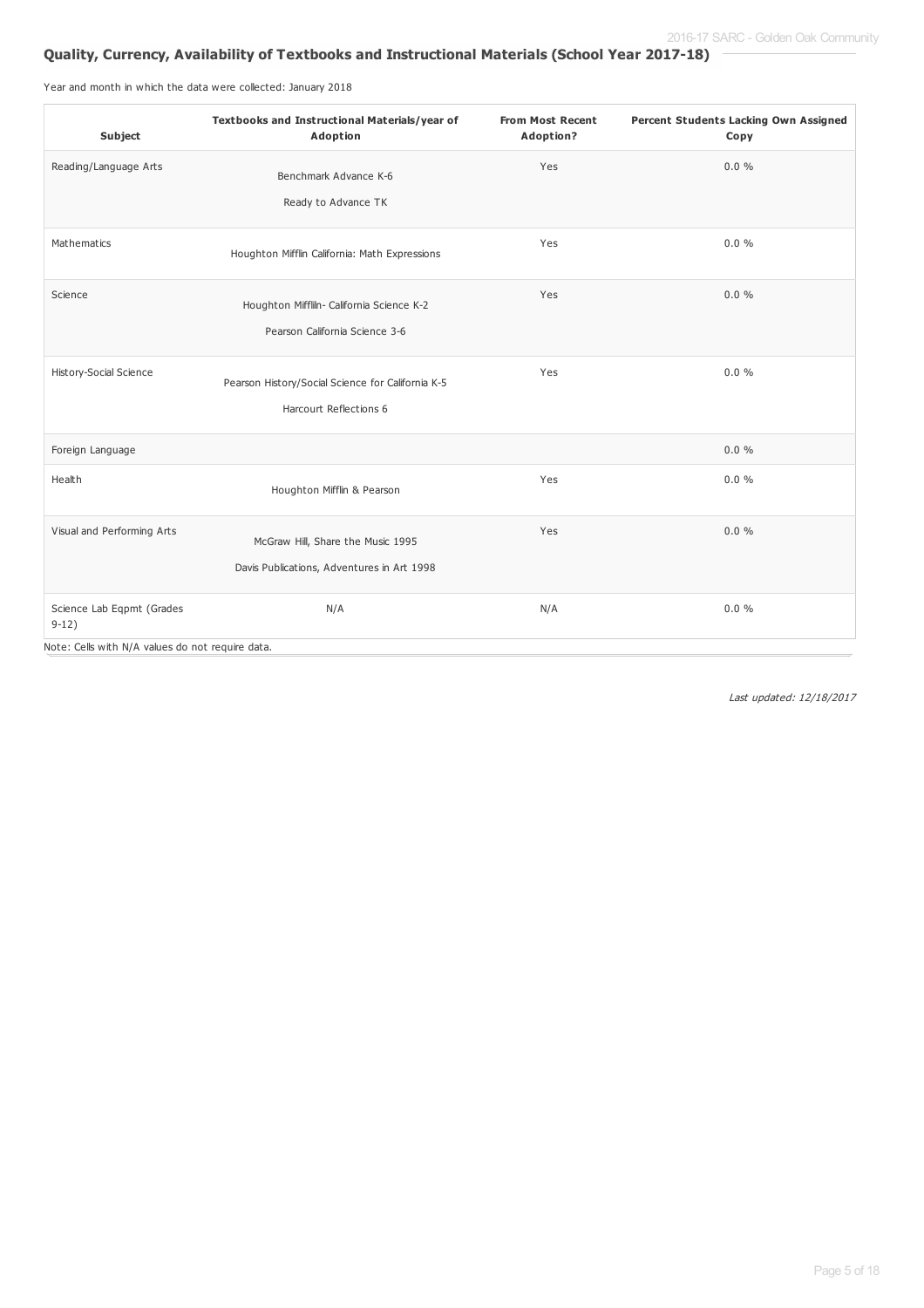## Quality, Currency, Availability of Textbooks and Instructional Materials (School Year 2017-18)

Year and month in which the data were collected: January 2018

| Subject | Textbooks and Instructional Materials/year of Adoption | From Most Recent Adoption? | Percent Students Lacking Own Assigned Copy |
| --- | --- | --- | --- |
| Reading/Language Arts | Benchmark Advance K-6<br>Ready to Advance TK | Yes | 0.0 % |
| Mathematics | Houghton Mifflin California: Math Expressions | Yes | 0.0 % |
| Science | Houghton Mifflin- California Science K-2<br>Pearson California Science 3-6 | Yes | 0.0 % |
| History-Social Science | Pearson History/Social Science for California K-5<br>Harcourt Reflections 6 | Yes | 0.0 % |
| Foreign Language | | | 0.0 % |
| Health | Houghton Mifflin & Pearson | Yes | 0.0 % |
| Visual and Performing Arts | McGraw Hill, Share the Music 1995<br>Davis Publications, Adventures in Art 1998 | Yes | 0.0 % |
| Science Lab Eqpmt (Grades 9-12) | N/A | N/A | 0.0 % |

Note: Cells with N/A values do not require data.

*Last updated: 12/18/2017*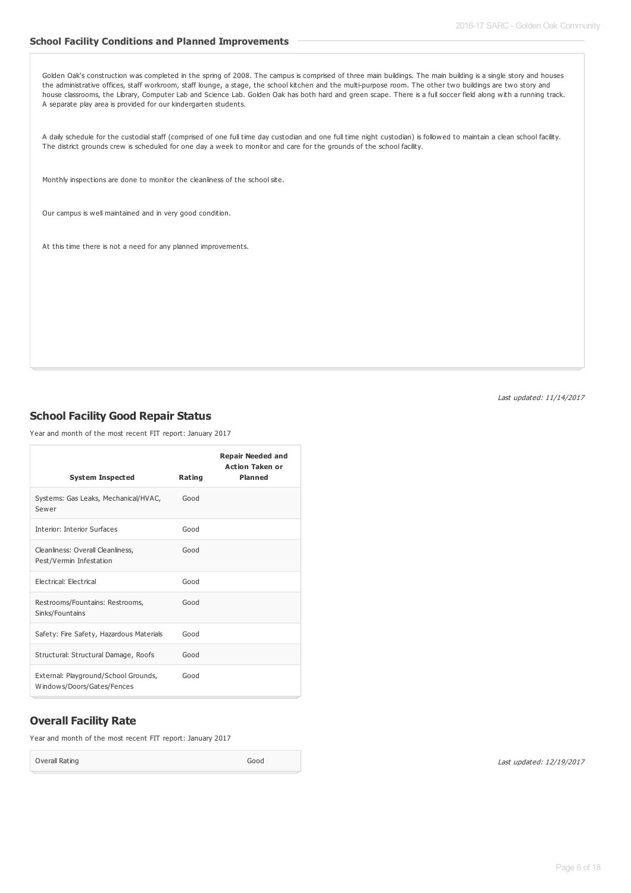### School Facility Conditions and Planned Improvements

Golden Oak's construction was completed in the spring of 2008. The campus is comprised of three main buildings. The main building is a single story and houses the administrative offices, staff workroom, staff lounge, a stage, the school kitchen and the multi-purpose room. The other two buildings are two story and house classrooms, the Library, Computer Lab and Science Lab. Golden Oak has both hard and green scape. There is a full soccer field along with a running track. A separate play area is provided for our kindergarten students.

A daily schedule for the custodial staff (comprised of one full time day custodian and one full time night custodian) is followed to maintain a clean school facility. The district grounds crew is scheduled for one day a week to monitor and care for the grounds of the school facility.

Monthly inspections are done to monitor the cleanliness of the school site.

Our campus is well maintained and in very good condition.

At this time there is not a need for any planned improvements.

*Last updated: 11/14/2017*

## School Facility Good Repair Status

Year and month of the most recent FIT report: January 2017

| System Inspected | Rating | Repair Needed and Action Taken or Planned |
|---|---|---|
| Systems: Gas Leaks, Mechanical/HVAC, Sewer | Good | |
| Interior: Interior Surfaces | Good | |
| Cleanliness: Overall Cleanliness, Pest/Vermin Infestation | Good | |
| Electrical: Electrical | Good | |
| Restrooms/Fountains: Restrooms, Sinks/Fountains | Good | |
| Safety: Fire Safety, Hazardous Materials | Good | |
| Structural: Structural Damage, Roofs | Good | |
| External: Playground/School Grounds, Windows/Doors/Gates/Fences | Good | |

## Overall Facility Rate

Year and month of the most recent FIT report: January 2017

| Overall Rating | Good |
|---|---|

*Last updated: 12/19/2017*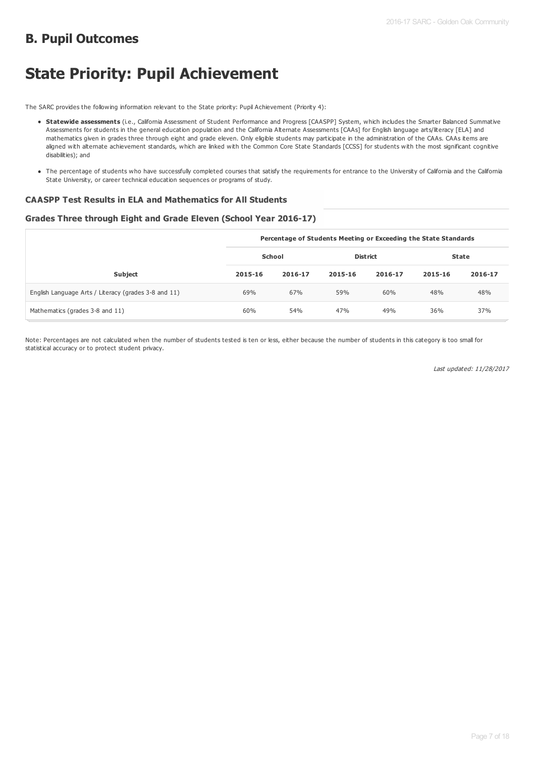## B. Pupil Outcomes

# State Priority: Pupil Achievement

The SARC provides the following information relevant to the State priority: Pupil Achievement (Priority 4):

- **Statewide assessments** (i.e., California Assessment of Student Performance and Progress [CAASPP] System, which includes the Smarter Balanced Summative Assessments for students in the general education population and the California Alternate Assessments [CAAs] for English language arts/literacy [ELA] and mathematics given in grades three through eight and grade eleven. Only eligible students may participate in the administration of the CAAs. CAAs items are aligned with alternate achievement standards, which are linked with the Common Core State Standards [CCSS] for students with the most significant cognitive disabilities); and
- The percentage of students who have successfully completed courses that satisfy the requirements for entrance to the University of California and the California State University, or career technical education sequences or programs of study.

### CAASPP Test Results in ELA and Mathematics for All Students

### Grades Three through Eight and Grade Eleven (School Year 2016-17)

| | Percentage of Students Meeting or Exceeding the State Standards | | | | | |
|---|---|---|---|---|---|---|
| | School | | District | | State | |
| Subject | 2015-16 | 2016-17 | 2015-16 | 2016-17 | 2015-16 | 2016-17 |
| English Language Arts / Literacy (grades 3-8 and 11) | 69% | 67% | 59% | 60% | 48% | 48% |
| Mathematics (grades 3-8 and 11) | 60% | 54% | 47% | 49% | 36% | 37% |

Note: Percentages are not calculated when the number of students tested is ten or less, either because the number of students in this category is too small for statistical accuracy or to protect student privacy.

*Last updated: 11/28/2017*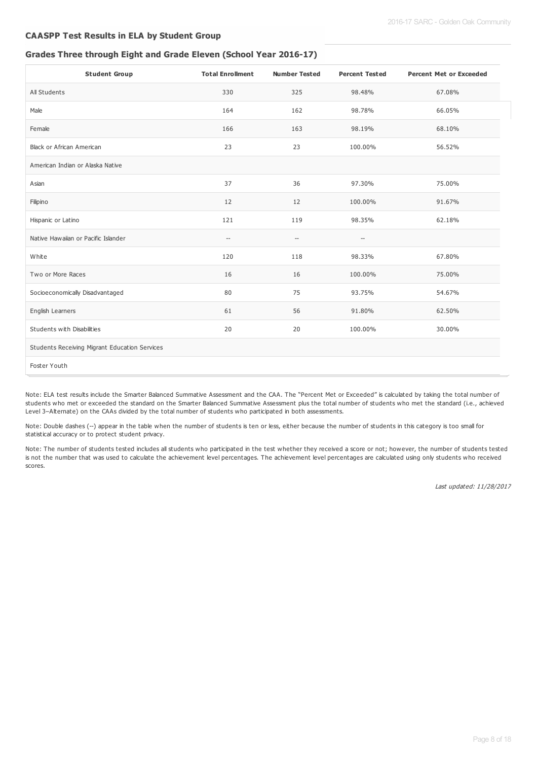## CAASPP Test Results in ELA by Student Group

### Grades Three through Eight and Grade Eleven (School Year 2016-17)

| Student Group | Total Enrollment | Number Tested | Percent Tested | Percent Met or Exceeded |
|---|---|---|---|---|
| All Students | 330 | 325 | 98.48% | 67.08% |
| Male | 164 | 162 | 98.78% | 66.05% |
| Female | 166 | 163 | 98.19% | 68.10% |
| Black or African American | 23 | 23 | 100.00% | 56.52% |
| American Indian or Alaska Native | | | | |
| Asian | 37 | 36 | 97.30% | 75.00% |
| Filipino | 12 | 12 | 100.00% | 91.67% |
| Hispanic or Latino | 121 | 119 | 98.35% | 62.18% |
| Native Hawaiian or Pacific Islander | -- | -- | -- | |
| White | 120 | 118 | 98.33% | 67.80% |
| Two or More Races | 16 | 16 | 100.00% | 75.00% |
| Socioeconomically Disadvantaged | 80 | 75 | 93.75% | 54.67% |
| English Learners | 61 | 56 | 91.80% | 62.50% |
| Students with Disabilities | 20 | 20 | 100.00% | 30.00% |
| Students Receiving Migrant Education Services | | | | |
| Foster Youth | | | | |

Note: ELA test results include the Smarter Balanced Summative Assessment and the CAA. The "Percent Met or Exceeded" is calculated by taking the total number of students who met or exceeded the standard on the Smarter Balanced Summative Assessment plus the total number of students who met the standard (i.e., achieved Level 3–Alternate) on the CAAs divided by the total number of students who participated in both assessments.

Note: Double dashes (--) appear in the table when the number of students is ten or less, either because the number of students in this category is too small for statistical accuracy or to protect student privacy.

Note: The number of students tested includes all students who participated in the test whether they received a score or not; however, the number of students tested is not the number that was used to calculate the achievement level percentages. The achievement level percentages are calculated using only students who received scores.

*Last updated: 11/28/2017*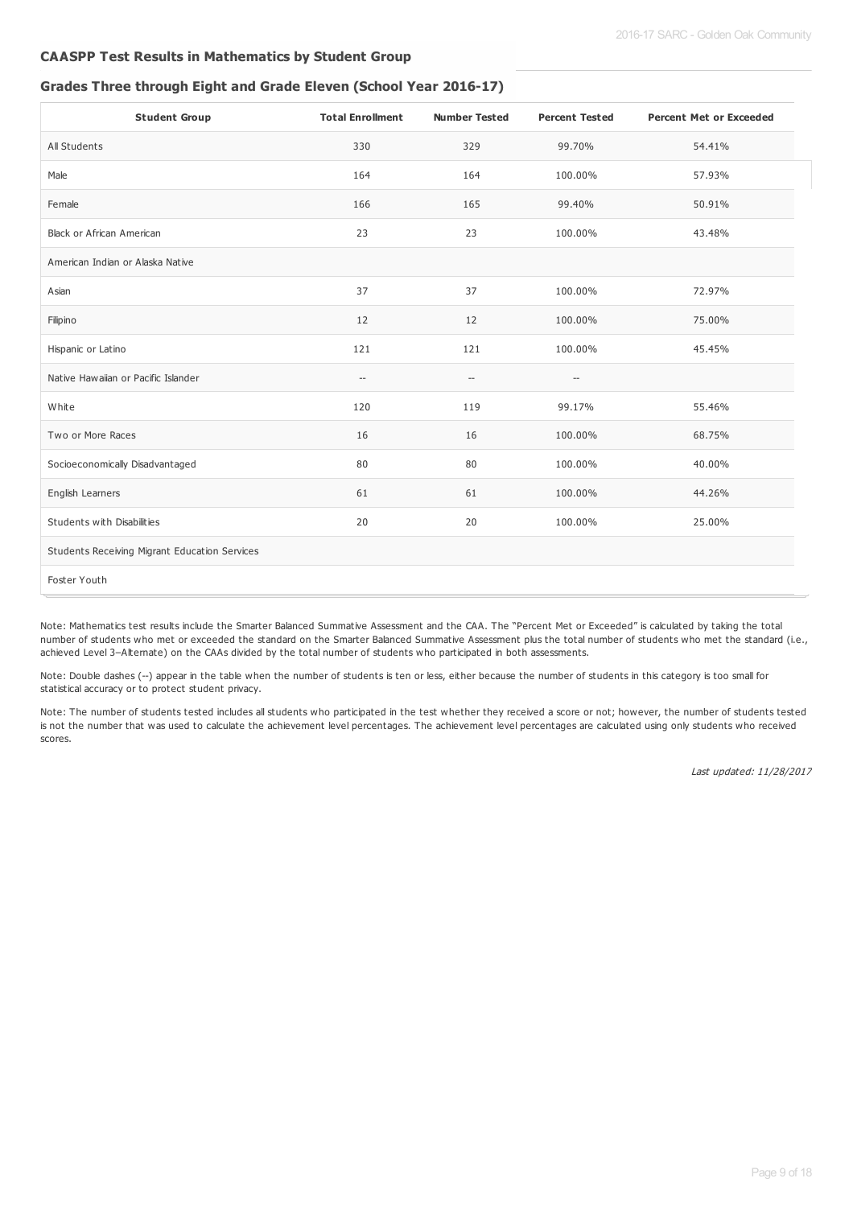### CAASPP Test Results in Mathematics by Student Group

### Grades Three through Eight and Grade Eleven (School Year 2016-17)

| Student Group | Total Enrollment | Number Tested | Percent Tested | Percent Met or Exceeded |
|---|---|---|---|---|
| All Students | 330 | 329 | 99.70% | 54.41% |
| Male | 164 | 164 | 100.00% | 57.93% |
| Female | 166 | 165 | 99.40% | 50.91% |
| Black or African American | 23 | 23 | 100.00% | 43.48% |
| American Indian or Alaska Native | | | | |
| Asian | 37 | 37 | 100.00% | 72.97% |
| Filipino | 12 | 12 | 100.00% | 75.00% |
| Hispanic or Latino | 121 | 121 | 100.00% | 45.45% |
| Native Hawaiian or Pacific Islander | -- | -- | -- | |
| White | 120 | 119 | 99.17% | 55.46% |
| Two or More Races | 16 | 16 | 100.00% | 68.75% |
| Socioeconomically Disadvantaged | 80 | 80 | 100.00% | 40.00% |
| English Learners | 61 | 61 | 100.00% | 44.26% |
| Students with Disabilities | 20 | 20 | 100.00% | 25.00% |
| Students Receiving Migrant Education Services | | | | |
| Foster Youth | | | | |

Note: Mathematics test results include the Smarter Balanced Summative Assessment and the CAA. The "Percent Met or Exceeded" is calculated by taking the total number of students who met or exceeded the standard on the Smarter Balanced Summative Assessment plus the total number of students who met the standard (i.e., achieved Level 3–Alternate) on the CAAs divided by the total number of students who participated in both assessments.

Note: Double dashes (--) appear in the table when the number of students is ten or less, either because the number of students in this category is too small for statistical accuracy or to protect student privacy.

Note: The number of students tested includes all students who participated in the test whether they received a score or not; however, the number of students tested is not the number that was used to calculate the achievement level percentages. The achievement level percentages are calculated using only students who received scores.

*Last updated: 11/28/2017*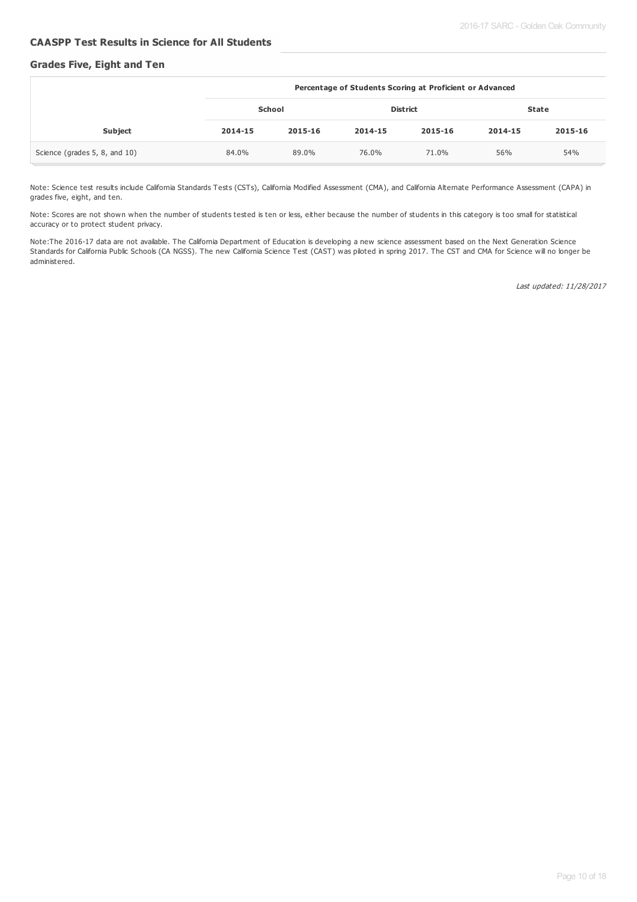### CAASPP Test Results in Science for All Students

#### Grades Five, Eight and Ten

| | Percentage of Students Scoring at Proficient or Advanced | | | | | |
|---|---|---|---|---|---|---|
| | School | | District | | State | |
| **Subject** | **2014-15** | **2015-16** | **2014-15** | **2015-16** | **2014-15** | **2015-16** |
| Science (grades 5, 8, and 10) | 84.0% | 89.0% | 76.0% | 71.0% | 56% | 54% |

Note: Science test results include California Standards Tests (CSTs), California Modified Assessment (CMA), and California Alternate Performance Assessment (CAPA) in grades five, eight, and ten.

Note: Scores are not shown when the number of students tested is ten or less, either because the number of students in this category is too small for statistical accuracy or to protect student privacy.

Note:The 2016-17 data are not available. The California Department of Education is developing a new science assessment based on the Next Generation Science Standards for California Public Schools (CA NGSS). The new California Science Test (CAST) was piloted in spring 2017. The CST and CMA for Science will no longer be administered.

*Last updated: 11/28/2017*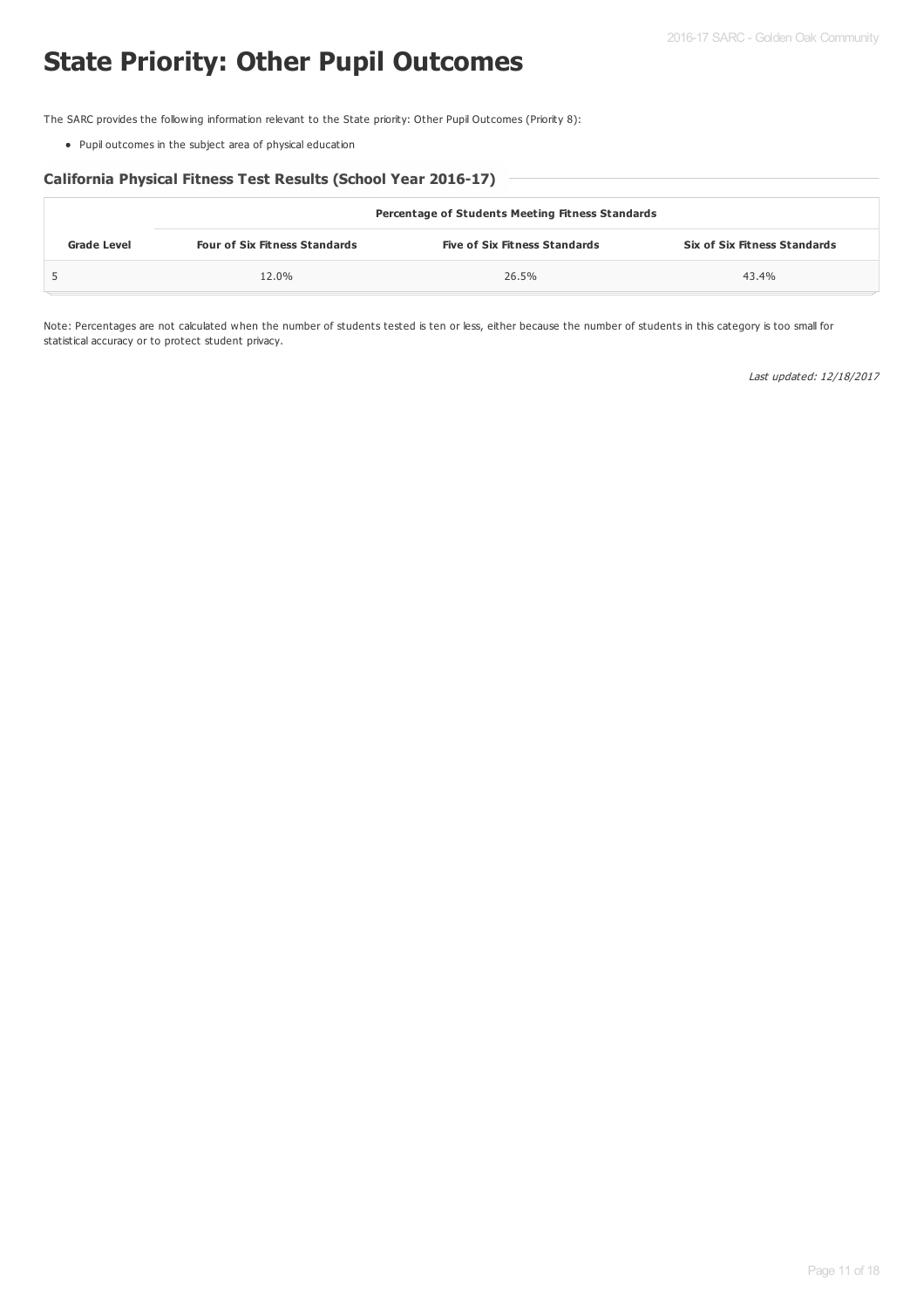# State Priority: Other Pupil Outcomes

The SARC provides the following information relevant to the State priority: Other Pupil Outcomes (Priority 8):

- Pupil outcomes in the subject area of physical education

### California Physical Fitness Test Results (School Year 2016-17)

| | Percentage of Students Meeting Fitness Standards | | |
|---|---|---|---|
| **Grade Level** | **Four of Six Fitness Standards** | **Five of Six Fitness Standards** | **Six of Six Fitness Standards** |
| 5 | 12.0% | 26.5% | 43.4% |

Note: Percentages are not calculated when the number of students tested is ten or less, either because the number of students in this category is too small for statistical accuracy or to protect student privacy.

*Last updated: 12/18/2017*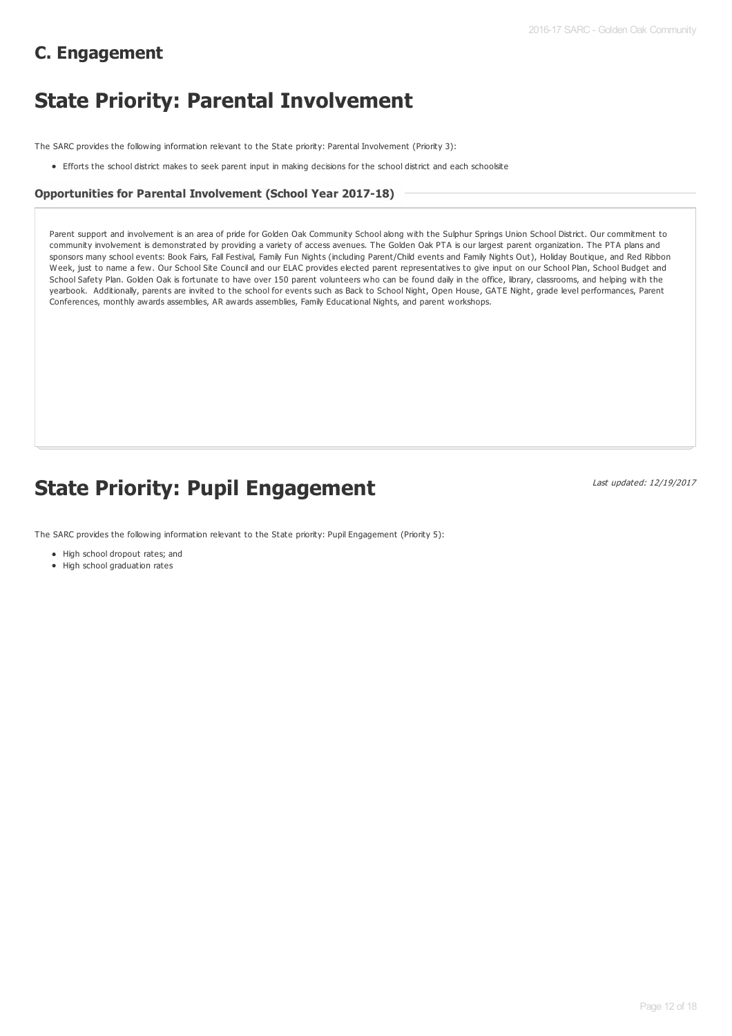## C. Engagement

# State Priority: Parental Involvement

The SARC provides the following information relevant to the State priority: Parental Involvement (Priority 3):

- Efforts the school district makes to seek parent input in making decisions for the school district and each schoolsite

### Opportunities for Parental Involvement (School Year 2017-18)

Parent support and involvement is an area of pride for Golden Oak Community School along with the Sulphur Springs Union School District. Our commitment to community involvement is demonstrated by providing a variety of access avenues. The Golden Oak PTA is our largest parent organization. The PTA plans and sponsors many school events: Book Fairs, Fall Festival, Family Fun Nights (including Parent/Child events and Family Nights Out), Holiday Boutique, and Red Ribbon Week, just to name a few. Our School Site Council and our ELAC provides elected parent representatives to give input on our School Plan, School Budget and School Safety Plan. Golden Oak is fortunate to have over 150 parent volunteers who can be found daily in the office, library, classrooms, and helping with the yearbook. Additionally, parents are invited to the school for events such as Back to School Night, Open House, GATE Night, grade level performances, Parent Conferences, monthly awards assemblies, AR awards assemblies, Family Educational Nights, and parent workshops.

# State Priority: Pupil Engagement

*Last updated: 12/19/2017*

The SARC provides the following information relevant to the State priority: Pupil Engagement (Priority 5):

- High school dropout rates; and
- High school graduation rates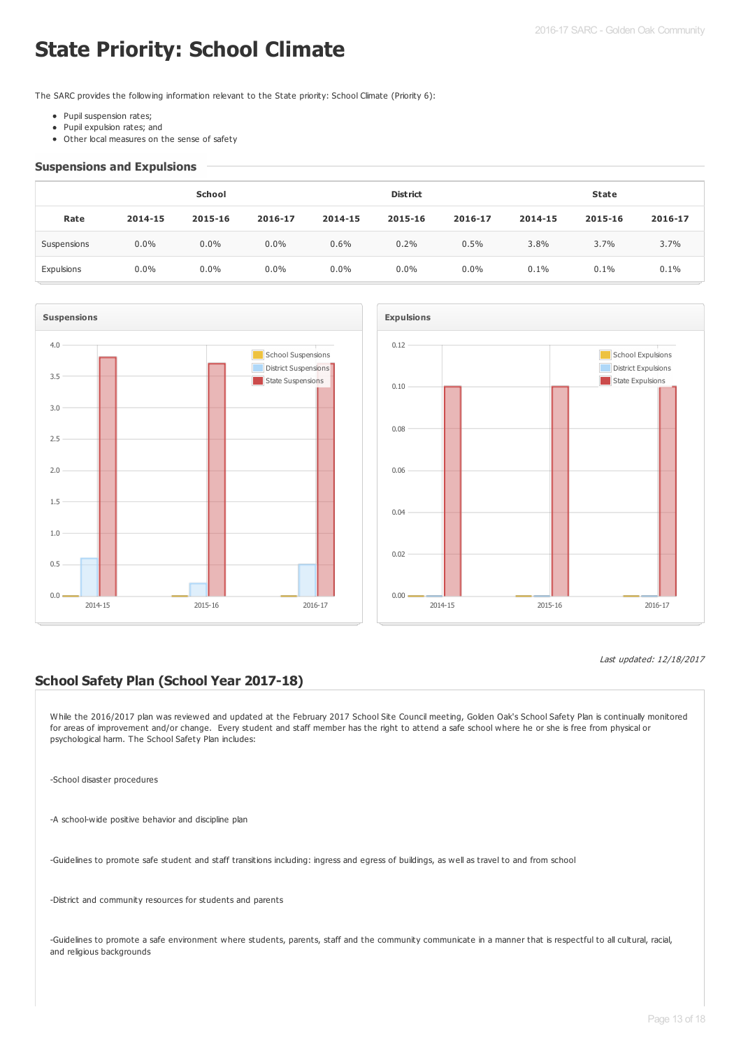# State Priority: School Climate

The SARC provides the following information relevant to the State priority: School Climate (Priority 6):

- Pupil suspension rates;
- Pupil expulsion rates; and
- Other local measures on the sense of safety

## Suspensions and Expulsions

| | School | | | District | | | State | | |
|---|---|---|---|---|---|---|---|---|---|
| Rate | 2014-15 | 2015-16 | 2016-17 | 2014-15 | 2015-16 | 2016-17 | 2014-15 | 2015-16 | 2016-17 |
| Suspensions | 0.0% | 0.0% | 0.0% | 0.6% | 0.2% | 0.5% | 3.8% | 3.7% | 3.7% |
| Expulsions | 0.0% | 0.0% | 0.0% | 0.0% | 0.0% | 0.0% | 0.1% | 0.1% | 0.1% |

*Last updated: 12/18/2017*

## School Safety Plan (School Year 2017-18)

While the 2016/2017 plan was reviewed and updated at the February 2017 School Site Council meeting, Golden Oak's School Safety Plan is continually monitored for areas of improvement and/or change. Every student and staff member has the right to attend a safe school where he or she is free from physical or psychological harm. The School Safety Plan includes:

-School disaster procedures

-A school-wide positive behavior and discipline plan

-Guidelines to promote safe student and staff transitions including: ingress and egress of buildings, as well as travel to and from school

-District and community resources for students and parents

-Guidelines to promote a safe environment where students, parents, staff and the community communicate in a manner that is respectful to all cultural, racial, and religious backgrounds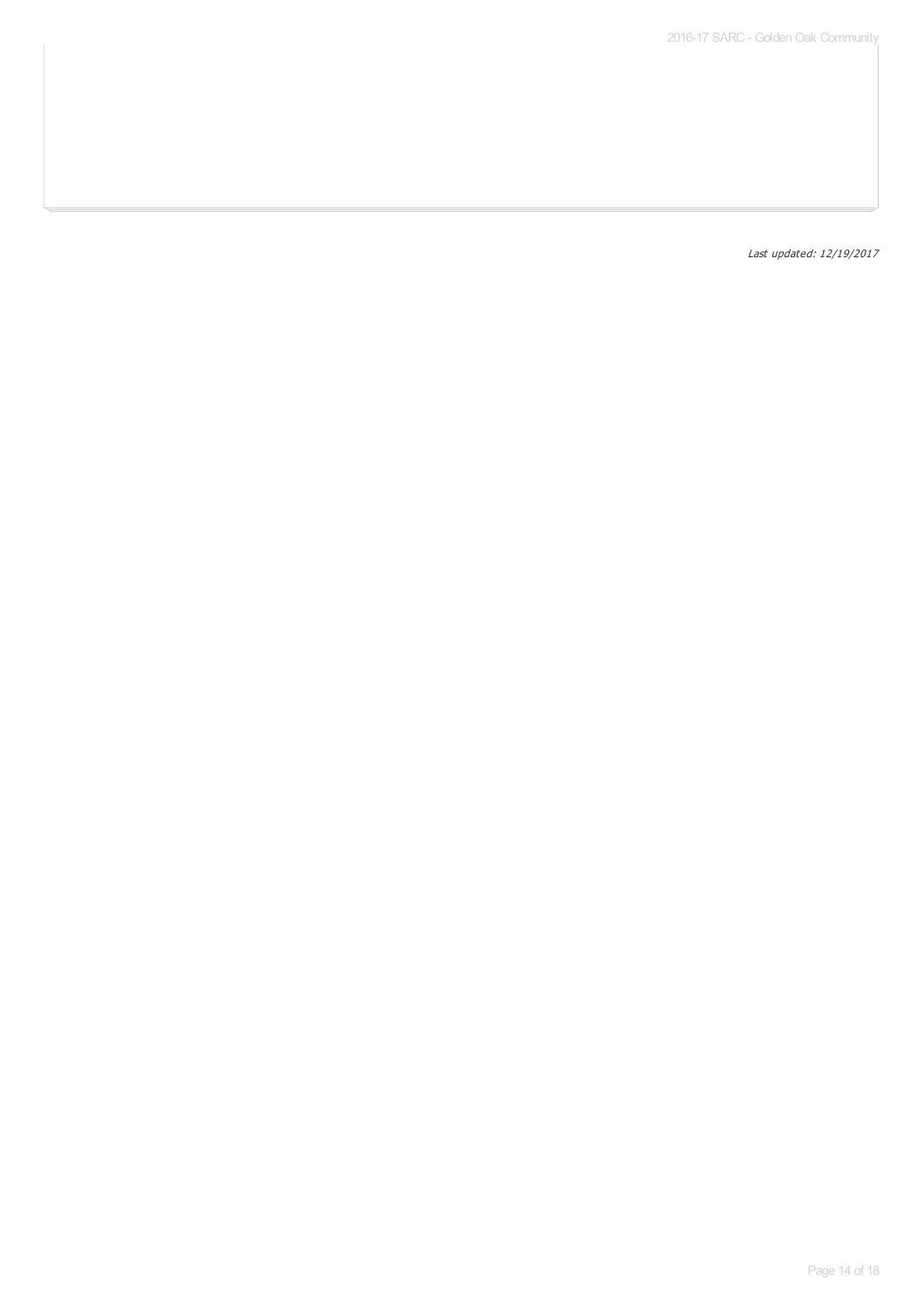*Last updated: 12/19/2017*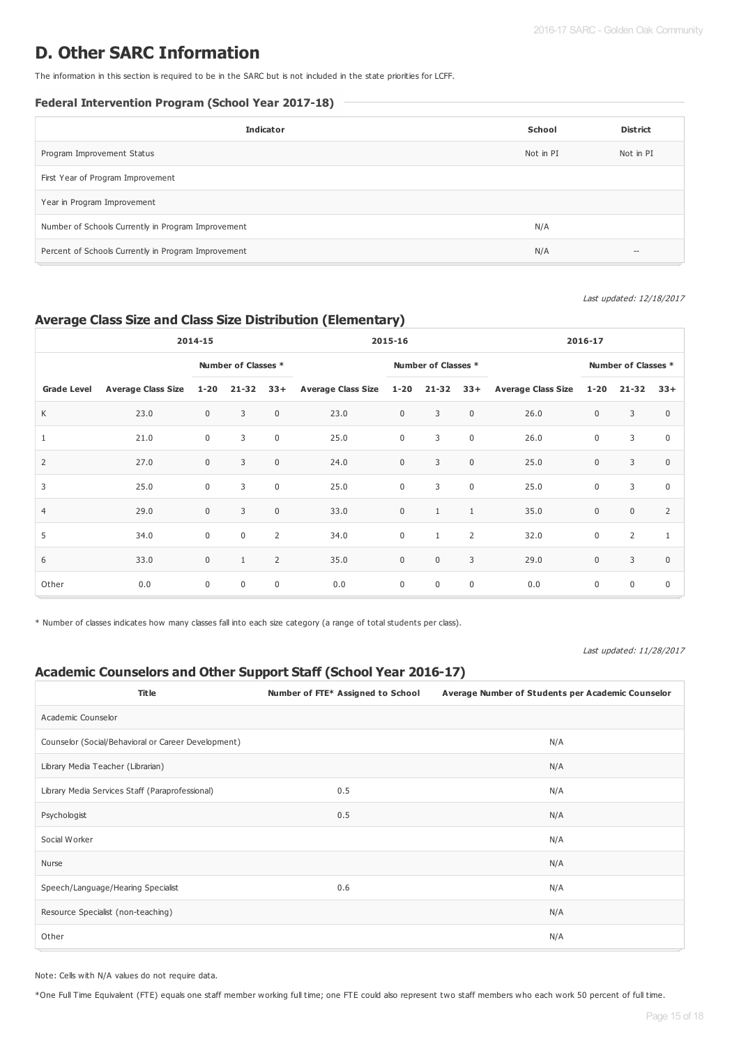# D. Other SARC Information

The information in this section is required to be in the SARC but is not included in the state priorities for LCFF.

### Federal Intervention Program (School Year 2017-18)

| Indicator | School | District |
|---|---|---|
| Program Improvement Status | Not in PI | Not in PI |
| First Year of Program Improvement | | |
| Year in Program Improvement | | |
| Number of Schools Currently in Program Improvement | N/A | |
| Percent of Schools Currently in Program Improvement | N/A | -- |

*Last updated: 12/18/2017*

## Average Class Size and Class Size Distribution (Elementary)

| | 2014-15 | | | | 2015-16 | | | | 2016-17 | | | |
|---|---|---|---|---|---|---|---|---|---|---|---|---|
| | | Number of Classes * | | | | Number of Classes * | | | | Number of Classes * | | |
| Grade Level | Average Class Size | 1-20 | 21-32 | 33+ | Average Class Size | 1-20 | 21-32 | 33+ | Average Class Size | 1-20 | 21-32 | 33+ |
| K | 23.0 | 0 | 3 | 0 | 23.0 | 0 | 3 | 0 | 26.0 | 0 | 3 | 0 |
| 1 | 21.0 | 0 | 3 | 0 | 25.0 | 0 | 3 | 0 | 26.0 | 0 | 3 | 0 |
| 2 | 27.0 | 0 | 3 | 0 | 24.0 | 0 | 3 | 0 | 25.0 | 0 | 3 | 0 |
| 3 | 25.0 | 0 | 3 | 0 | 25.0 | 0 | 3 | 0 | 25.0 | 0 | 3 | 0 |
| 4 | 29.0 | 0 | 3 | 0 | 33.0 | 0 | 1 | 1 | 35.0 | 0 | 0 | 2 |
| 5 | 34.0 | 0 | 0 | 2 | 34.0 | 0 | 1 | 2 | 32.0 | 0 | 2 | 1 |
| 6 | 33.0 | 0 | 1 | 2 | 35.0 | 0 | 0 | 3 | 29.0 | 0 | 3 | 0 |
| Other | 0.0 | 0 | 0 | 0 | 0.0 | 0 | 0 | 0 | 0.0 | 0 | 0 | 0 |

* Number of classes indicates how many classes fall into each size category (a range of total students per class).

*Last updated: 11/28/2017*

## Academic Counselors and Other Support Staff (School Year 2016-17)

| Title | Number of FTE* Assigned to School | Average Number of Students per Academic Counselor |
|---|---|---|
| Academic Counselor | | |
| Counselor (Social/Behavioral or Career Development) | | N/A |
| Library Media Teacher (Librarian) | | N/A |
| Library Media Services Staff (Paraprofessional) | 0.5 | N/A |
| Psychologist | 0.5 | N/A |
| Social Worker | | N/A |
| Nurse | | N/A |
| Speech/Language/Hearing Specialist | 0.6 | N/A |
| Resource Specialist (non-teaching) | | N/A |
| Other | | N/A |

Note: Cells with N/A values do not require data.

*One Full Time Equivalent (FTE) equals one staff member working full time; one FTE could also represent two staff members who each work 50 percent of full time.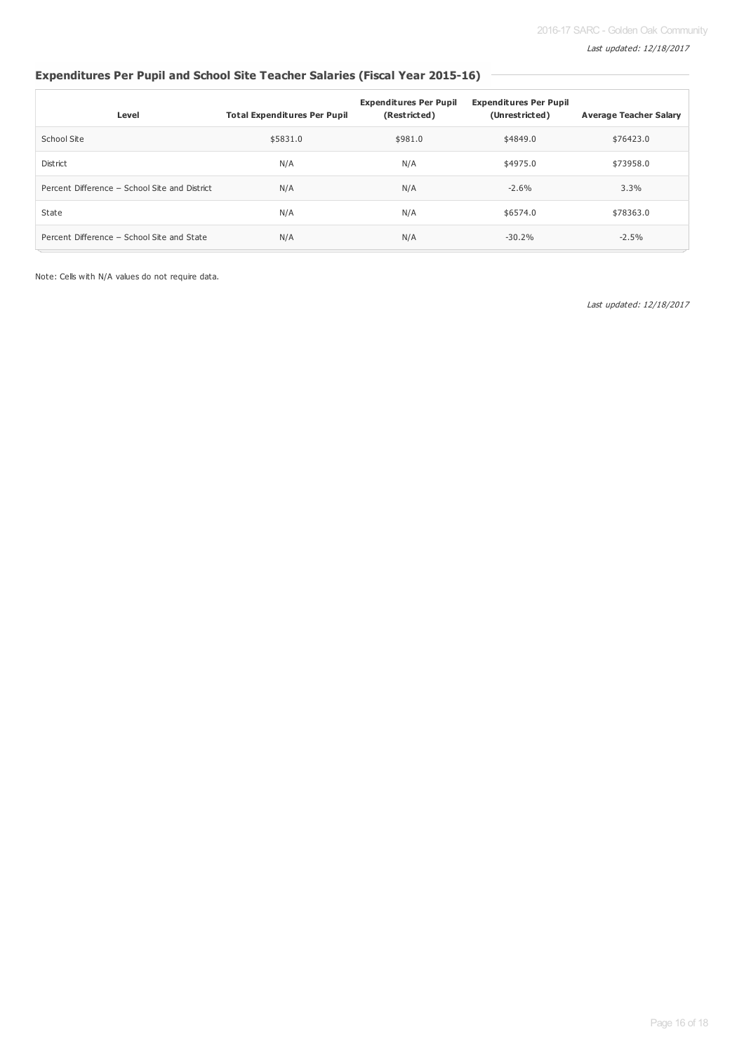*Last updated: 12/18/2017*

## Expenditures Per Pupil and School Site Teacher Salaries (Fiscal Year 2015-16)

| Level | Total Expenditures Per Pupil | Expenditures Per Pupil (Restricted) | Expenditures Per Pupil (Unrestricted) | Average Teacher Salary |
|---|---|---|---|---|
| School Site | $5831.0 | $981.0 | $4849.0 | $76423.0 |
| District | N/A | N/A | $4975.0 | $73958.0 |
| Percent Difference – School Site and District | N/A | N/A | -2.6% | 3.3% |
| State | N/A | N/A | $6574.0 | $78363.0 |
| Percent Difference – School Site and State | N/A | N/A | -30.2% | -2.5% |

Note: Cells with N/A values do not require data.

*Last updated: 12/18/2017*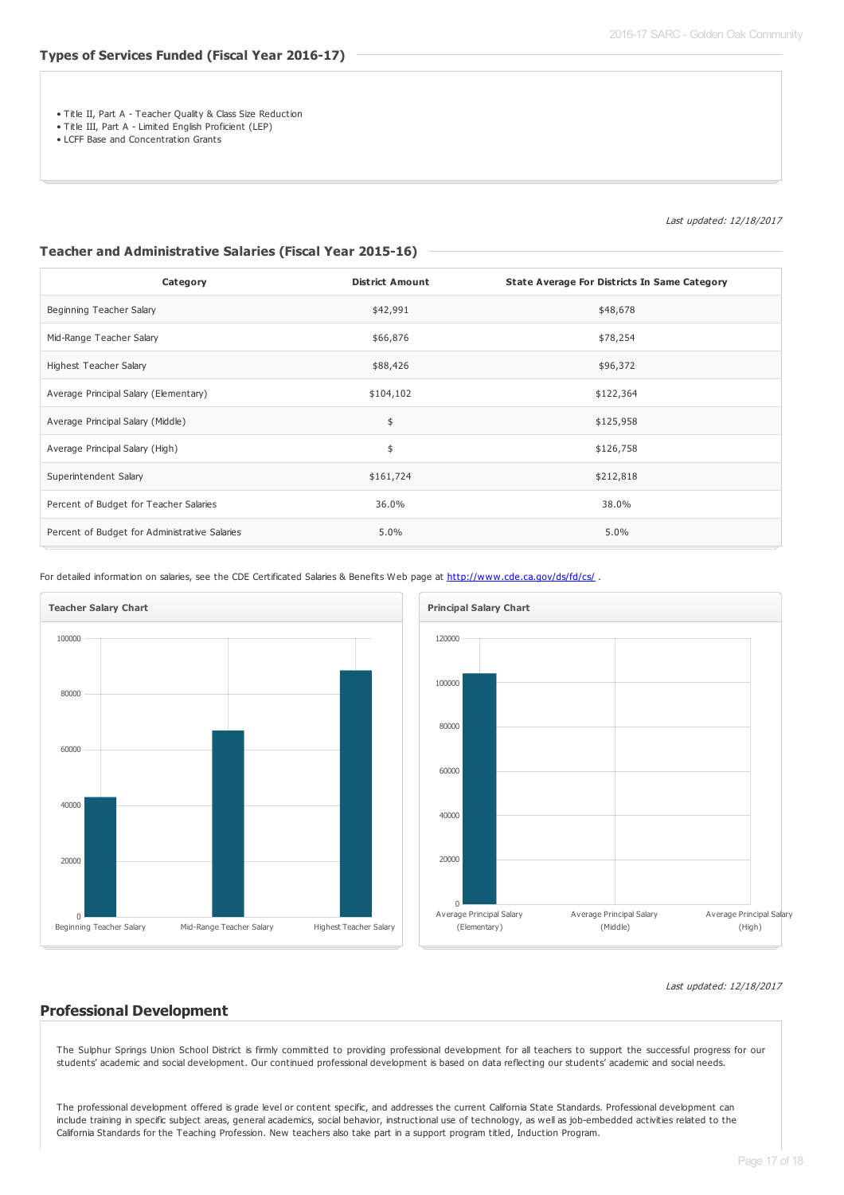## Types of Services Funded (Fiscal Year 2016-17)

- Title II, Part A - Teacher Quality & Class Size Reduction
- Title III, Part A - Limited English Proficient (LEP)
- LCFF Base and Concentration Grants

*Last updated: 12/18/2017*

## Teacher and Administrative Salaries (Fiscal Year 2015-16)

| Category | District Amount | State Average For Districts In Same Category |
|---|---|---|
| Beginning Teacher Salary | $42,991 | $48,678 |
| Mid-Range Teacher Salary | $66,876 | $78,254 |
| Highest Teacher Salary | $88,426 | $96,372 |
| Average Principal Salary (Elementary) | $104,102 | $122,364 |
| Average Principal Salary (Middle) | $ | $125,958 |
| Average Principal Salary (High) | $ | $126,758 |
| Superintendent Salary | $161,724 | $212,818 |
| Percent of Budget for Teacher Salaries | 36.0% | 38.0% |
| Percent of Budget for Administrative Salaries | 5.0% | 5.0% |

For detailed information on salaries, see the CDE Certificated Salaries & Benefits Web page at http://www.cde.ca.gov/ds/fd/cs/ .

**Teacher Salary Chart**

| Category | Amount |
|---|---|
| Beginning Teacher Salary | 42991 |
| Mid-Range Teacher Salary | 66876 |
| Highest Teacher Salary | 88426 |

**Principal Salary Chart**

| Category | Amount |
|---|---|
| Average Principal Salary (Elementary) | 104102 |
| Average Principal Salary (Middle) | |
| Average Principal Salary (High) | |

*Last updated: 12/18/2017*

## Professional Development

The Sulphur Springs Union School District is firmly committed to providing professional development for all teachers to support the successful progress for our students' academic and social development. Our continued professional development is based on data reflecting our students' academic and social needs.

The professional development offered is grade level or content specific, and addresses the current California State Standards. Professional development can include training in specific subject areas, general academics, social behavior, instructional use of technology, as well as job-embedded activities related to the California Standards for the Teaching Profession. New teachers also take part in a support program titled, Induction Program.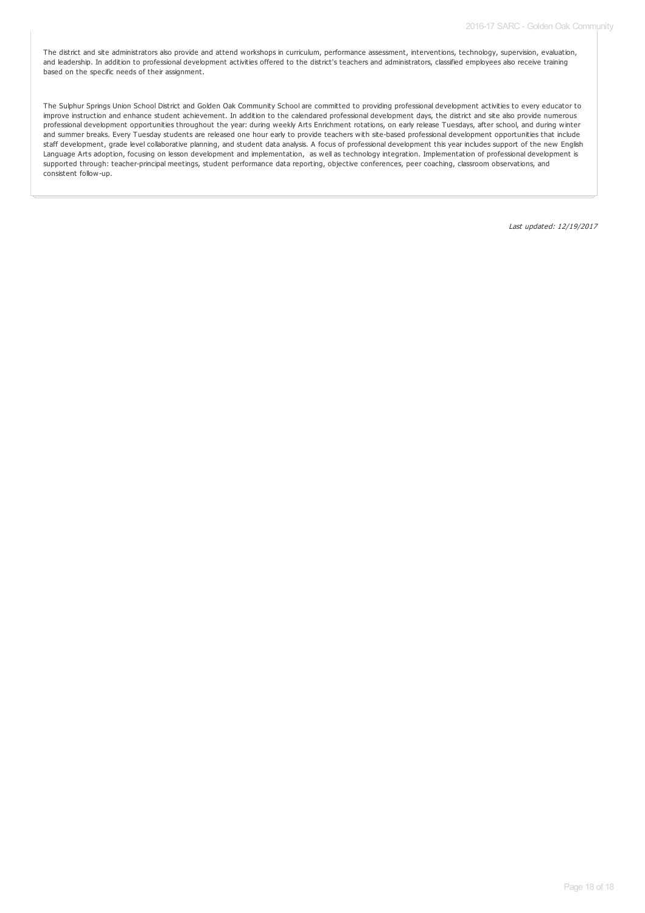The district and site administrators also provide and attend workshops in curriculum, performance assessment, interventions, technology, supervision, evaluation, and leadership. In addition to professional development activities offered to the district's teachers and administrators, classified employees also receive training based on the specific needs of their assignment.

The Sulphur Springs Union School District and Golden Oak Community School are committed to providing professional development activities to every educator to improve instruction and enhance student achievement. In addition to the calendared professional development days, the district and site also provide numerous professional development opportunities throughout the year: during weekly Arts Enrichment rotations, on early release Tuesdays, after school, and during winter and summer breaks. Every Tuesday students are released one hour early to provide teachers with site-based professional development opportunities that include staff development, grade level collaborative planning, and student data analysis. A focus of professional development this year includes support of the new English Language Arts adoption, focusing on lesson development and implementation, as well as technology integration. Implementation of professional development is supported through: teacher-principal meetings, student performance data reporting, objective conferences, peer coaching, classroom observations, and consistent follow-up.

*Last updated: 12/19/2017*